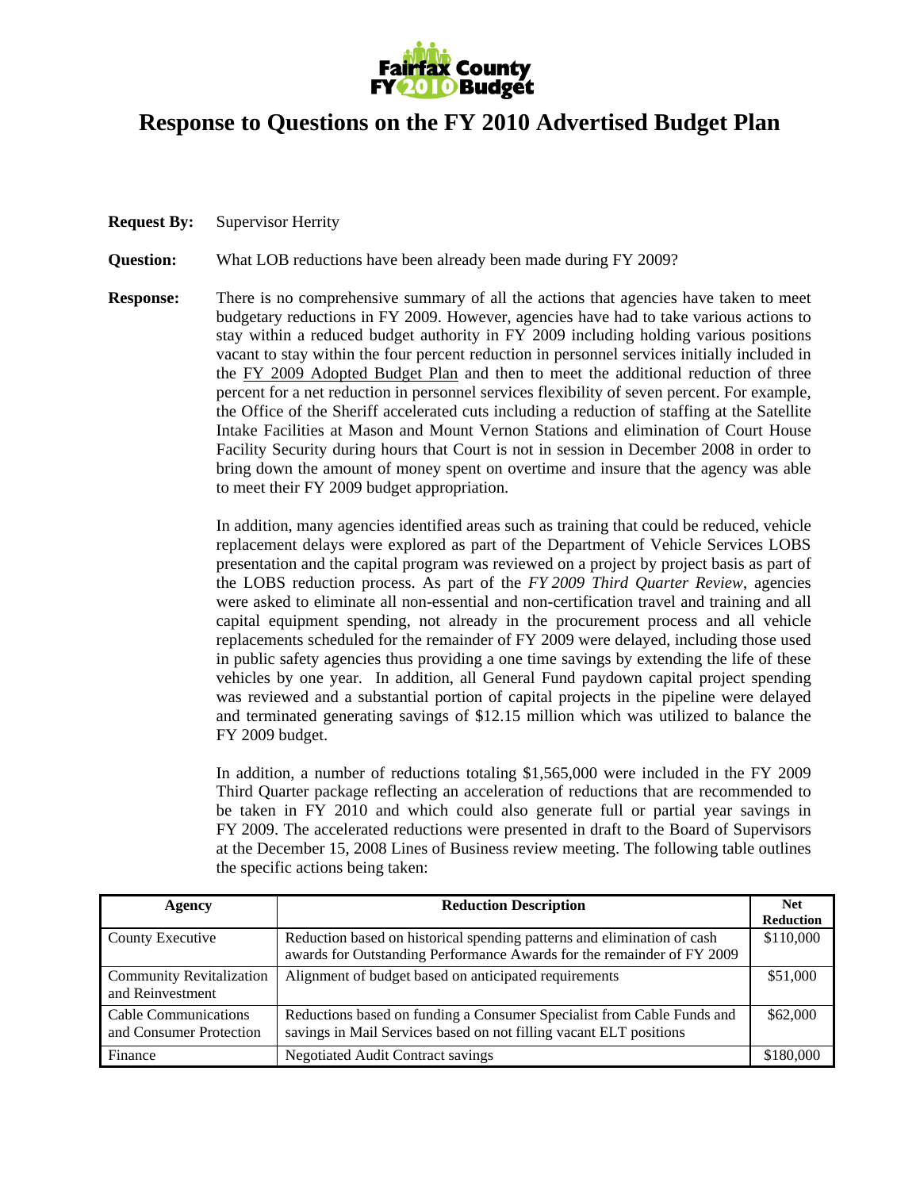Fairfax County FY 2010 Budget

# Response to Questions on the FY 2010 Advertised Budget Plan

**Request By:** Supervisor Herrity

**Question:** What LOB reductions have been already been made during FY 2009?

**Response:** There is no comprehensive summary of all the actions that agencies have taken to meet budgetary reductions in FY 2009. However, agencies have had to take various actions to stay within a reduced budget authority in FY 2009 including holding various positions vacant to stay within the four percent reduction in personnel services initially included in the FY 2009 Adopted Budget Plan and then to meet the additional reduction of three percent for a net reduction in personnel services flexibility of seven percent. For example, the Office of the Sheriff accelerated cuts including a reduction of staffing at the Satellite Intake Facilities at Mason and Mount Vernon Stations and elimination of Court House Facility Security during hours that Court is not in session in December 2008 in order to bring down the amount of money spent on overtime and insure that the agency was able to meet their FY 2009 budget appropriation.

In addition, many agencies identified areas such as training that could be reduced, vehicle replacement delays were explored as part of the Department of Vehicle Services LOBS presentation and the capital program was reviewed on a project by project basis as part of the LOBS reduction process. As part of the *FY 2009 Third Quarter Review*, agencies were asked to eliminate all non-essential and non-certification travel and training and all capital equipment spending, not already in the procurement process and all vehicle replacements scheduled for the remainder of FY 2009 were delayed, including those used in public safety agencies thus providing a one time savings by extending the life of these vehicles by one year. In addition, all General Fund paydown capital project spending was reviewed and a substantial portion of capital projects in the pipeline were delayed and terminated generating savings of $12.15 million which was utilized to balance the FY 2009 budget.

In addition, a number of reductions totaling $1,565,000 were included in the FY 2009 Third Quarter package reflecting an acceleration of reductions that are recommended to be taken in FY 2010 and which could also generate full or partial year savings in FY 2009. The accelerated reductions were presented in draft to the Board of Supervisors at the December 15, 2008 Lines of Business review meeting. The following table outlines the specific actions being taken:

| Agency | Reduction Description | Net Reduction |
|---|---|---|
| County Executive | Reduction based on historical spending patterns and elimination of cash awards for Outstanding Performance Awards for the remainder of FY 2009 | $110,000 |
| Community Revitalization and Reinvestment | Alignment of budget based on anticipated requirements | $51,000 |
| Cable Communications and Consumer Protection | Reductions based on funding a Consumer Specialist from Cable Funds and savings in Mail Services based on not filling vacant ELT positions | $62,000 |
| Finance | Negotiated Audit Contract savings | $180,000 |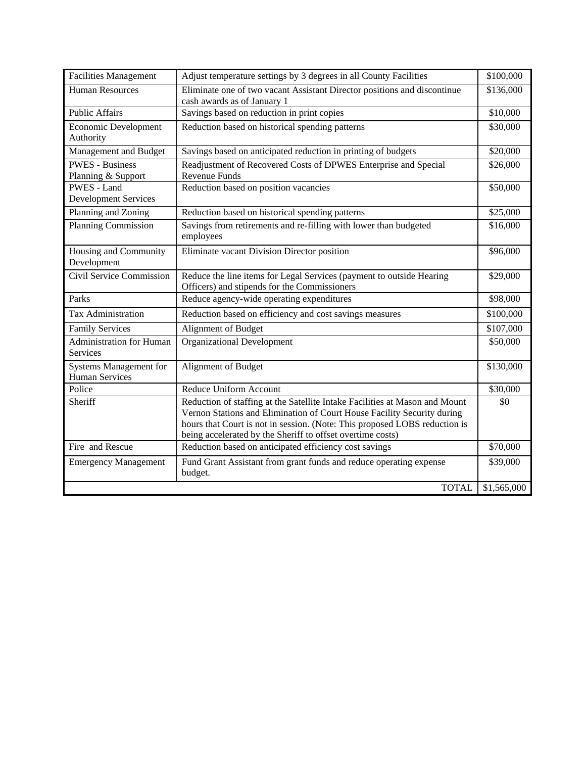| | | |
|---|---|---|
| Facilities Management | Adjust temperature settings by 3 degrees in all County Facilities | $100,000 |
| Human Resources | Eliminate one of two vacant Assistant Director positions and discontinue cash awards as of January 1 | $136,000 |
| Public Affairs | Savings based on reduction in print copies | $10,000 |
| Economic Development Authority | Reduction based on historical spending patterns | $30,000 |
| Management and Budget | Savings based on anticipated reduction in printing of budgets | $20,000 |
| PWES - Business Planning & Support | Readjustment of Recovered Costs of DPWES Enterprise and Special Revenue Funds | $26,000 |
| PWES - Land Development Services | Reduction based on position vacancies | $50,000 |
| Planning and Zoning | Reduction based on historical spending patterns | $25,000 |
| Planning Commission | Savings from retirements and re-filling with lower than budgeted employees | $16,000 |
| Housing and Community Development | Eliminate vacant Division Director position | $96,000 |
| Civil Service Commission | Reduce the line items for Legal Services (payment to outside Hearing Officers) and stipends for the Commissioners | $29,000 |
| Parks | Reduce agency-wide operating expenditures | $98,000 |
| Tax Administration | Reduction based on efficiency and cost savings measures | $100,000 |
| Family Services | Alignment of Budget | $107,000 |
| Administration for Human Services | Organizational Development | $50,000 |
| Systems Management for Human Services | Alignment of Budget | $130,000 |
| Police | Reduce Uniform Account | $30,000 |
| Sheriff | Reduction of staffing at the Satellite Intake Facilities at Mason and Mount Vernon Stations and Elimination of Court House Facility Security during hours that Court is not in session. (Note: This proposed LOBS reduction is being accelerated by the Sheriff to offset overtime costs) | $0 |
| Fire and Rescue | Reduction based on anticipated efficiency cost savings | $70,000 |
| Emergency Management | Fund Grant Assistant from grant funds and reduce operating expense budget. | $39,000 |
| | TOTAL | $1,565,000 |